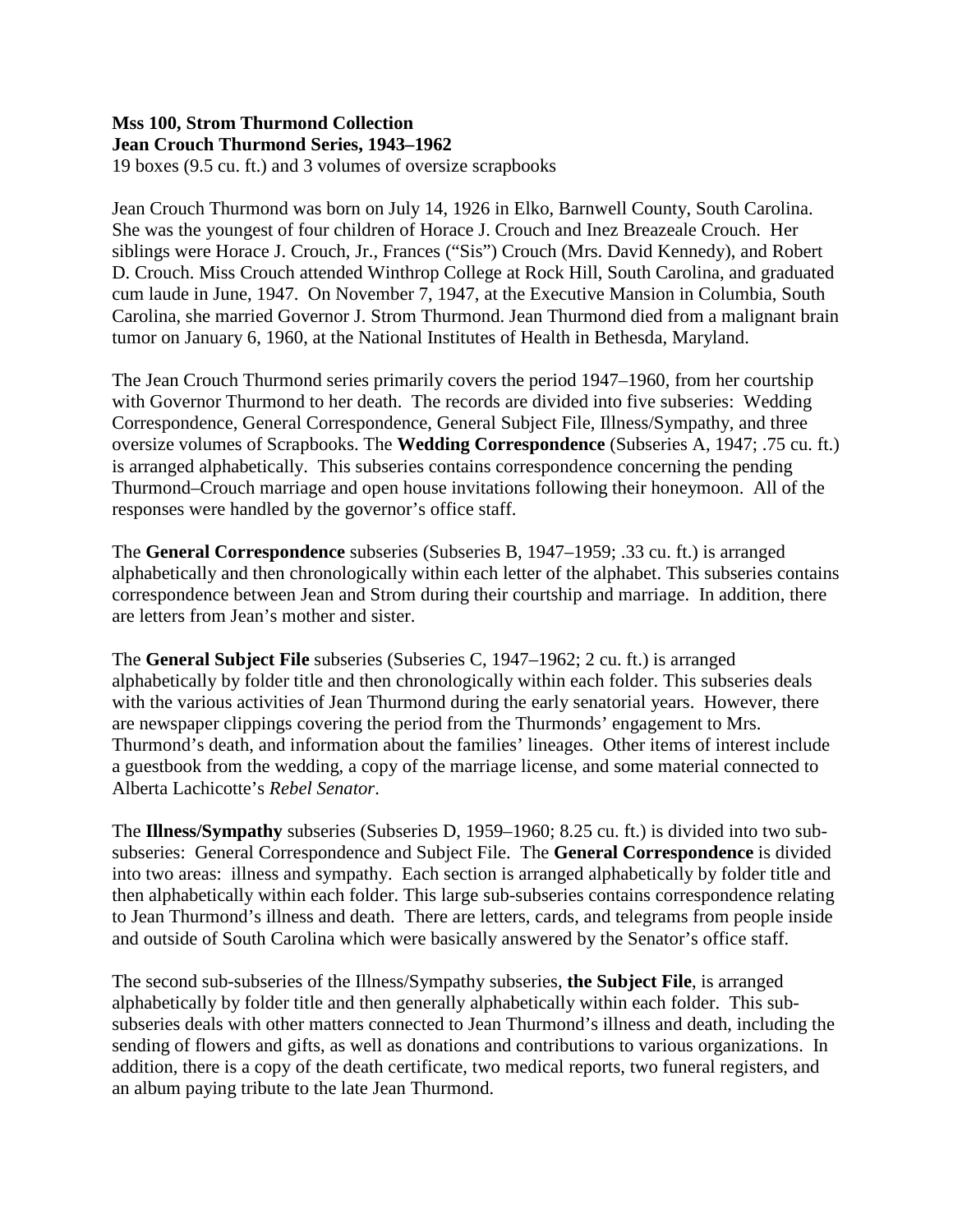**Mss 100, Strom Thurmond Collection**
**Jean Crouch Thurmond Series, 1943–1962**
19 boxes (9.5 cu. ft.) and 3 volumes of oversize scrapbooks

Jean Crouch Thurmond was born on July 14, 1926 in Elko, Barnwell County, South Carolina. She was the youngest of four children of Horace J. Crouch and Inez Breazeale Crouch. Her siblings were Horace J. Crouch, Jr., Frances ("Sis") Crouch (Mrs. David Kennedy), and Robert D. Crouch. Miss Crouch attended Winthrop College at Rock Hill, South Carolina, and graduated cum laude in June, 1947. On November 7, 1947, at the Executive Mansion in Columbia, South Carolina, she married Governor J. Strom Thurmond. Jean Thurmond died from a malignant brain tumor on January 6, 1960, at the National Institutes of Health in Bethesda, Maryland.

The Jean Crouch Thurmond series primarily covers the period 1947–1960, from her courtship with Governor Thurmond to her death. The records are divided into five subseries: Wedding Correspondence, General Correspondence, General Subject File, Illness/Sympathy, and three oversize volumes of Scrapbooks. The **Wedding Correspondence** (Subseries A, 1947; .75 cu. ft.) is arranged alphabetically. This subseries contains correspondence concerning the pending Thurmond–Crouch marriage and open house invitations following their honeymoon. All of the responses were handled by the governor's office staff.

The **General Correspondence** subseries (Subseries B, 1947–1959; .33 cu. ft.) is arranged alphabetically and then chronologically within each letter of the alphabet. This subseries contains correspondence between Jean and Strom during their courtship and marriage. In addition, there are letters from Jean's mother and sister.

The **General Subject File** subseries (Subseries C, 1947–1962; 2 cu. ft.) is arranged alphabetically by folder title and then chronologically within each folder. This subseries deals with the various activities of Jean Thurmond during the early senatorial years. However, there are newspaper clippings covering the period from the Thurmonds' engagement to Mrs. Thurmond's death, and information about the families' lineages. Other items of interest include a guestbook from the wedding, a copy of the marriage license, and some material connected to Alberta Lachicotte's *Rebel Senator*.

The **Illness/Sympathy** subseries (Subseries D, 1959–1960; 8.25 cu. ft.) is divided into two sub-subseries: General Correspondence and Subject File. The **General Correspondence** is divided into two areas: illness and sympathy. Each section is arranged alphabetically by folder title and then alphabetically within each folder. This large sub-subseries contains correspondence relating to Jean Thurmond's illness and death. There are letters, cards, and telegrams from people inside and outside of South Carolina which were basically answered by the Senator's office staff.

The second sub-subseries of the Illness/Sympathy subseries, **the Subject File**, is arranged alphabetically by folder title and then generally alphabetically within each folder. This sub-subseries deals with other matters connected to Jean Thurmond's illness and death, including the sending of flowers and gifts, as well as donations and contributions to various organizations. In addition, there is a copy of the death certificate, two medical reports, two funeral registers, and an album paying tribute to the late Jean Thurmond.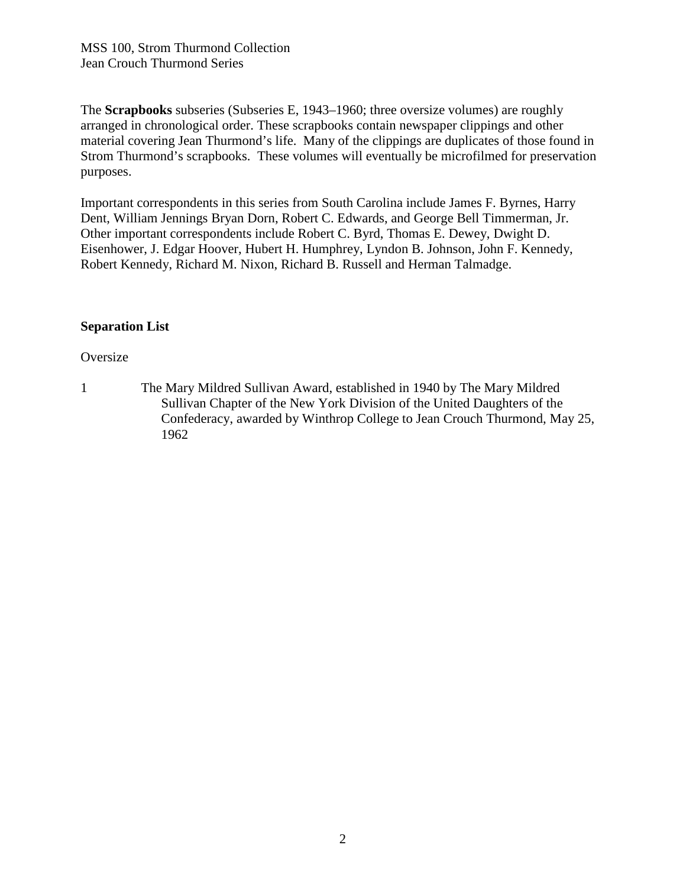The **Scrapbooks** subseries (Subseries E, 1943–1960; three oversize volumes) are roughly arranged in chronological order. These scrapbooks contain newspaper clippings and other material covering Jean Thurmond's life. Many of the clippings are duplicates of those found in Strom Thurmond's scrapbooks. These volumes will eventually be microfilmed for preservation purposes.

Important correspondents in this series from South Carolina include James F. Byrnes, Harry Dent, William Jennings Bryan Dorn, Robert C. Edwards, and George Bell Timmerman, Jr. Other important correspondents include Robert C. Byrd, Thomas E. Dewey, Dwight D. Eisenhower, J. Edgar Hoover, Hubert H. Humphrey, Lyndon B. Johnson, John F. Kennedy, Robert Kennedy, Richard M. Nixon, Richard B. Russell and Herman Talmadge.

**Separation List**

Oversize

1 The Mary Mildred Sullivan Award, established in 1940 by The Mary Mildred Sullivan Chapter of the New York Division of the United Daughters of the Confederacy, awarded by Winthrop College to Jean Crouch Thurmond, May 25, 1962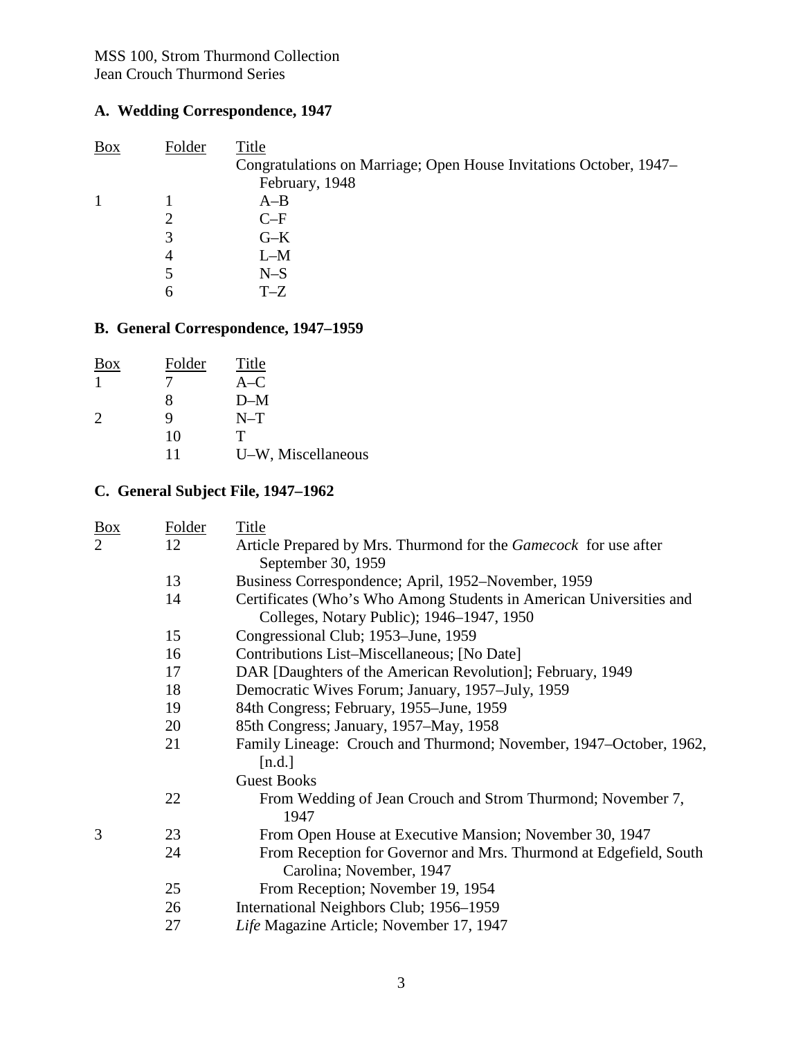MSS 100, Strom Thurmond Collection
Jean Crouch Thurmond Series

### A. Wedding Correspondence, 1947

| Box | Folder | Title |
|---|---|---|
| | | Congratulations on Marriage; Open House Invitations October, 1947–February, 1948 |
| 1 | 1 | A–B |
| | 2 | C–F |
| | 3 | G–K |
| | 4 | L–M |
| | 5 | N–S |
| | 6 | T–Z |

### B. General Correspondence, 1947–1959

| Box | Folder | Title |
|---|---|---|
| 1 | 7 | A–C |
| | 8 | D–M |
| 2 | 9 | N–T |
| | 10 | T |
| | 11 | U–W, Miscellaneous |

### C. General Subject File, 1947–1962

| Box | Folder | Title |
|---|---|---|
| 2 | 12 | Article Prepared by Mrs. Thurmond for the *Gamecock* for use after September 30, 1959 |
| | 13 | Business Correspondence; April, 1952–November, 1959 |
| | 14 | Certificates (Who's Who Among Students in American Universities and Colleges, Notary Public); 1946–1947, 1950 |
| | 15 | Congressional Club; 1953–June, 1959 |
| | 16 | Contributions List–Miscellaneous; [No Date] |
| | 17 | DAR [Daughters of the American Revolution]; February, 1949 |
| | 18 | Democratic Wives Forum; January, 1957–July, 1959 |
| | 19 | 84th Congress; February, 1955–June, 1959 |
| | 20 | 85th Congress; January, 1957–May, 1958 |
| | 21 | Family Lineage: Crouch and Thurmond; November, 1947–October, 1962, [n.d.] |
| | | Guest Books |
| | 22 | From Wedding of Jean Crouch and Strom Thurmond; November 7, 1947 |
| 3 | 23 | From Open House at Executive Mansion; November 30, 1947 |
| | 24 | From Reception for Governor and Mrs. Thurmond at Edgefield, South Carolina; November, 1947 |
| | 25 | From Reception; November 19, 1954 |
| | 26 | International Neighbors Club; 1956–1959 |
| | 27 | *Life* Magazine Article; November 17, 1947 |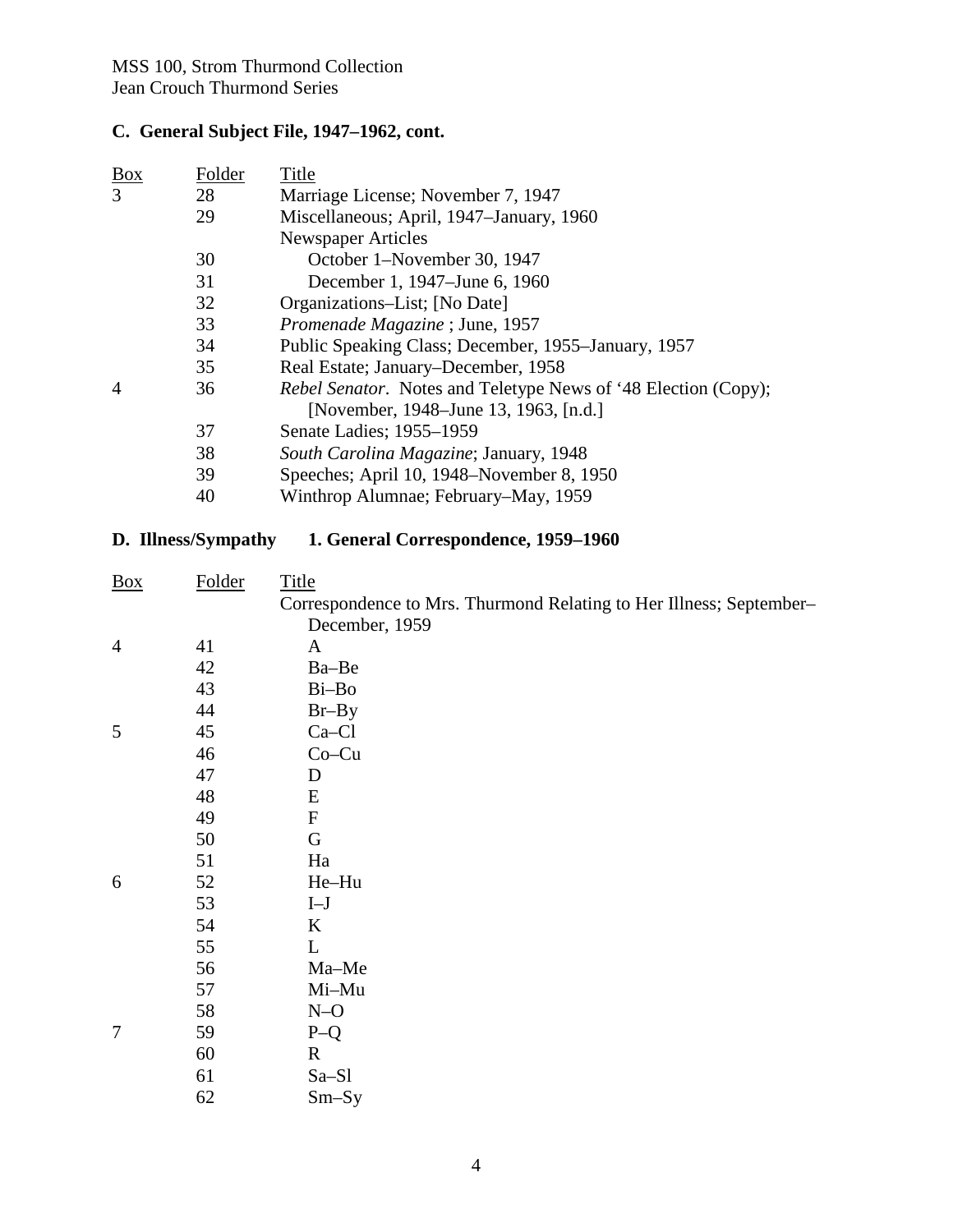MSS 100, Strom Thurmond Collection
Jean Crouch Thurmond Series

### C. General Subject File, 1947–1962, cont.

| Box | Folder | Title |
|---|---|---|
| 3 | 28 | Marriage License; November 7, 1947 |
| | 29 | Miscellaneous; April, 1947–January, 1960 |
| | | Newspaper Articles |
| | 30 | October 1–November 30, 1947 |
| | 31 | December 1, 1947–June 6, 1960 |
| | 32 | Organizations–List; [No Date] |
| | 33 | *Promenade Magazine* ; June, 1957 |
| | 34 | Public Speaking Class; December, 1955–January, 1957 |
| | 35 | Real Estate; January–December, 1958 |
| 4 | 36 | *Rebel Senator*. Notes and Teletype News of '48 Election (Copy); [November, 1948–June 13, 1963, [n.d.] |
| | 37 | Senate Ladies; 1955–1959 |
| | 38 | *South Carolina Magazine*; January, 1948 |
| | 39 | Speeches; April 10, 1948–November 8, 1950 |
| | 40 | Winthrop Alumnae; February–May, 1959 |

### D. Illness/Sympathy 1. General Correspondence, 1959–1960

| Box | Folder | Title |
|---|---|---|
| | | Correspondence to Mrs. Thurmond Relating to Her Illness; September–December, 1959 |
| 4 | 41 | A |
| | 42 | Ba–Be |
| | 43 | Bi–Bo |
| | 44 | Br–By |
| 5 | 45 | Ca–Cl |
| | 46 | Co–Cu |
| | 47 | D |
| | 48 | E |
| | 49 | F |
| | 50 | G |
| | 51 | Ha |
| 6 | 52 | He–Hu |
| | 53 | I–J |
| | 54 | K |
| | 55 | L |
| | 56 | Ma–Me |
| | 57 | Mi–Mu |
| | 58 | N–O |
| 7 | 59 | P–Q |
| | 60 | R |
| | 61 | Sa–Sl |
| | 62 | Sm–Sy |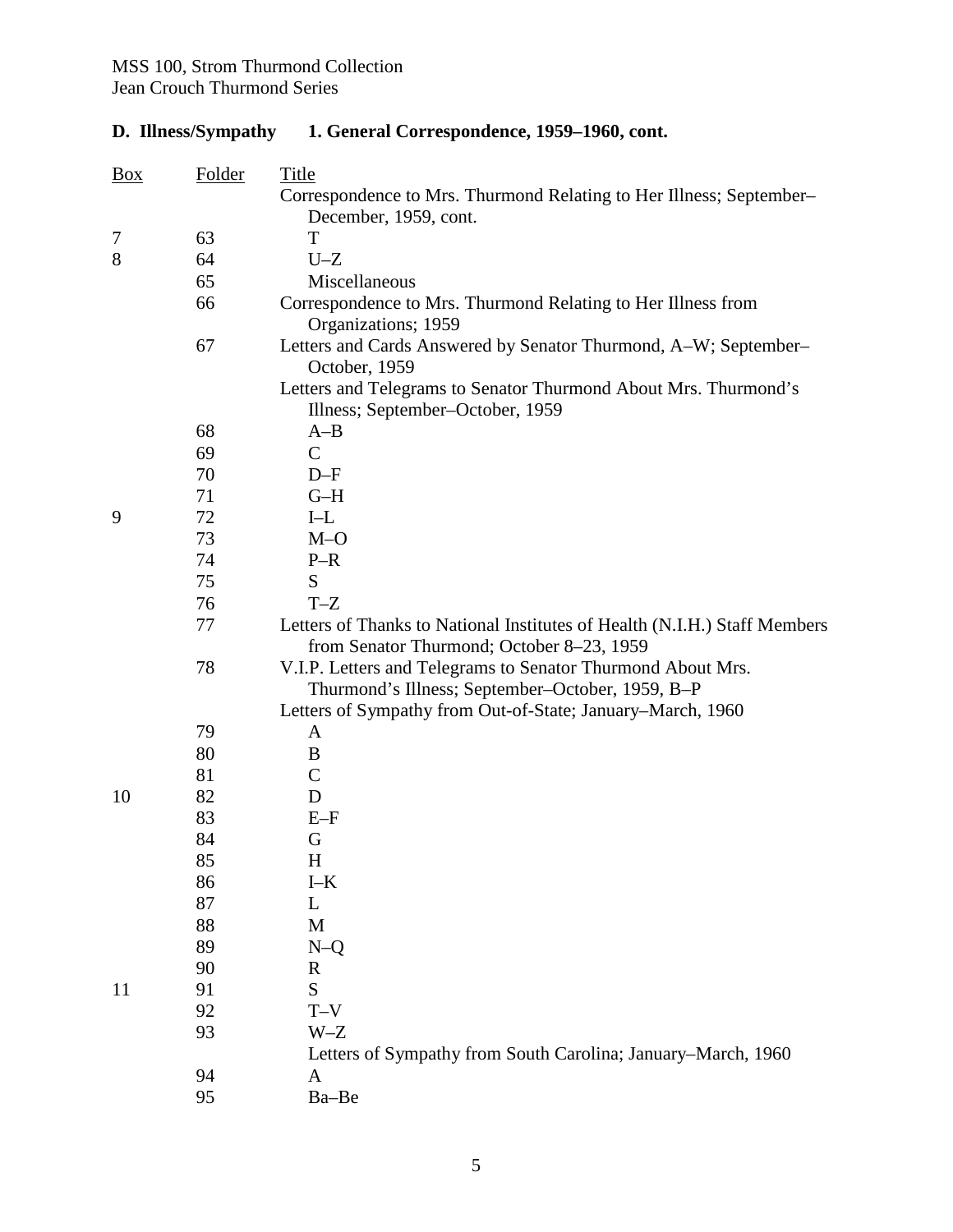## D. Illness/Sympathy 1. General Correspondence, 1959–1960, cont.

| Box | Folder | Title |
|---|---|---|
| | | Correspondence to Mrs. Thurmond Relating to Her Illness; September–December, 1959, cont. |
| 7 | 63 | T |
| 8 | 64 | U–Z |
| | 65 | Miscellaneous |
| | 66 | Correspondence to Mrs. Thurmond Relating to Her Illness from Organizations; 1959 |
| | 67 | Letters and Cards Answered by Senator Thurmond, A–W; September–October, 1959 |
| | | Letters and Telegrams to Senator Thurmond About Mrs. Thurmond's Illness; September–October, 1959 |
| | 68 | A–B |
| | 69 | C |
| | 70 | D–F |
| | 71 | G–H |
| 9 | 72 | I–L |
| | 73 | M–O |
| | 74 | P–R |
| | 75 | S |
| | 76 | T–Z |
| | 77 | Letters of Thanks to National Institutes of Health (N.I.H.) Staff Members from Senator Thurmond; October 8–23, 1959 |
| | 78 | V.I.P. Letters and Telegrams to Senator Thurmond About Mrs. Thurmond's Illness; September–October, 1959, B–P |
| | | Letters of Sympathy from Out-of-State; January–March, 1960 |
| | 79 | A |
| | 80 | B |
| | 81 | C |
| 10 | 82 | D |
| | 83 | E–F |
| | 84 | G |
| | 85 | H |
| | 86 | I–K |
| | 87 | L |
| | 88 | M |
| | 89 | N–Q |
| | 90 | R |
| 11 | 91 | S |
| | 92 | T–V |
| | 93 | W–Z |
| | | Letters of Sympathy from South Carolina; January–March, 1960 |
| | 94 | A |
| | 95 | Ba–Be |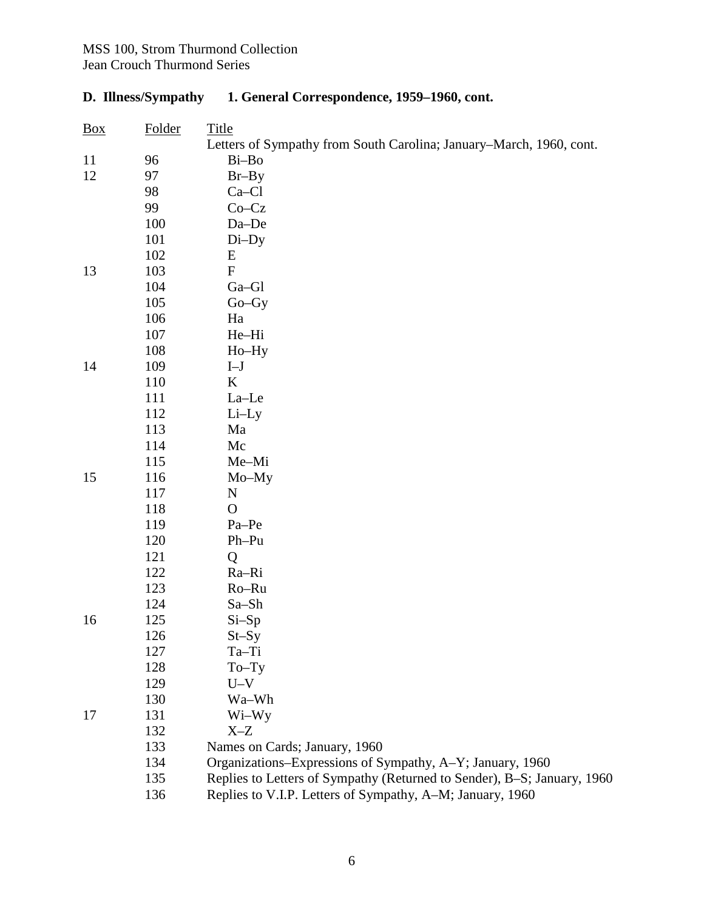MSS 100, Strom Thurmond Collection
Jean Crouch Thurmond Series

### D. Illness/Sympathy 1. General Correspondence, 1959–1960, cont.

| Box | Folder | Title |
|---|---|---|
| | | Letters of Sympathy from South Carolina; January–March, 1960, cont. |
| 11 | 96 | Bi–Bo |
| 12 | 97 | Br–By |
| | 98 | Ca–Cl |
| | 99 | Co–Cz |
| | 100 | Da–De |
| | 101 | Di–Dy |
| | 102 | E |
| 13 | 103 | F |
| | 104 | Ga–Gl |
| | 105 | Go–Gy |
| | 106 | Ha |
| | 107 | He–Hi |
| | 108 | Ho–Hy |
| 14 | 109 | I–J |
| | 110 | K |
| | 111 | La–Le |
| | 112 | Li–Ly |
| | 113 | Ma |
| | 114 | Mc |
| | 115 | Me–Mi |
| 15 | 116 | Mo–My |
| | 117 | N |
| | 118 | O |
| | 119 | Pa–Pe |
| | 120 | Ph–Pu |
| | 121 | Q |
| | 122 | Ra–Ri |
| | 123 | Ro–Ru |
| | 124 | Sa–Sh |
| 16 | 125 | Si–Sp |
| | 126 | St–Sy |
| | 127 | Ta–Ti |
| | 128 | To–Ty |
| | 129 | U–V |
| | 130 | Wa–Wh |
| 17 | 131 | Wi–Wy |
| | 132 | X–Z |
| | 133 | Names on Cards; January, 1960 |
| | 134 | Organizations–Expressions of Sympathy, A–Y; January, 1960 |
| | 135 | Replies to Letters of Sympathy (Returned to Sender), B–S; January, 1960 |
| | 136 | Replies to V.I.P. Letters of Sympathy, A–M; January, 1960 |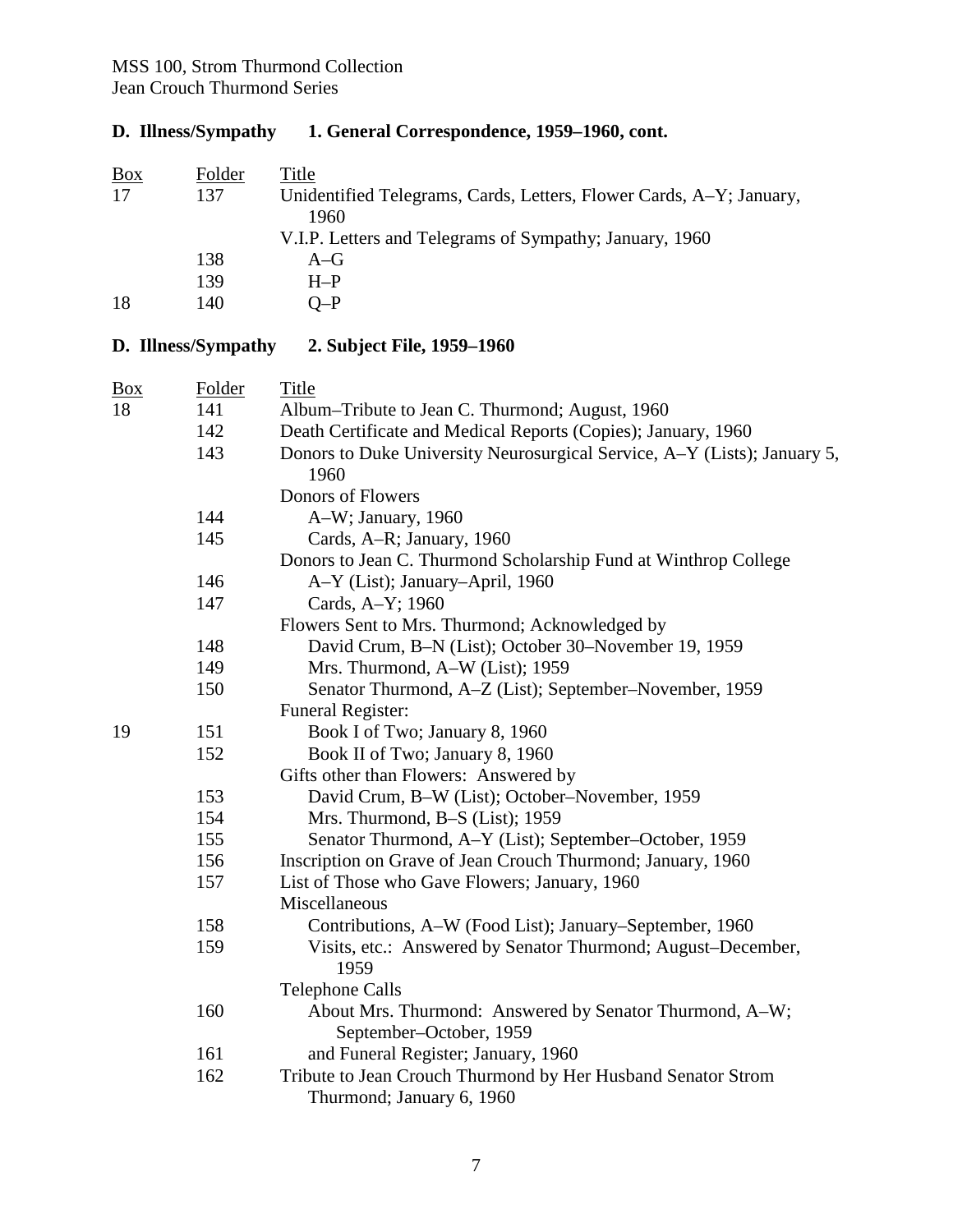MSS 100, Strom Thurmond Collection
Jean Crouch Thurmond Series

## D. Illness/Sympathy 1. General Correspondence, 1959–1960, cont.

| Box | Folder | Title |
|---|---|---|
| 17 | 137 | Unidentified Telegrams, Cards, Letters, Flower Cards, A–Y; January, 1960 |
| | | V.I.P. Letters and Telegrams of Sympathy; January, 1960 |
| | 138 | A–G |
| | 139 | H–P |
| 18 | 140 | Q–P |

## D. Illness/Sympathy 2. Subject File, 1959–1960

| Box | Folder | Title |
|---|---|---|
| 18 | 141 | Album–Tribute to Jean C. Thurmond; August, 1960 |
| | 142 | Death Certificate and Medical Reports (Copies); January, 1960 |
| | 143 | Donors to Duke University Neurosurgical Service, A–Y (Lists); January 5, 1960 |
| | | Donors of Flowers |
| | 144 | A–W; January, 1960 |
| | 145 | Cards, A–R; January, 1960 |
| | | Donors to Jean C. Thurmond Scholarship Fund at Winthrop College |
| | 146 | A–Y (List); January–April, 1960 |
| | 147 | Cards, A–Y; 1960 |
| | | Flowers Sent to Mrs. Thurmond; Acknowledged by |
| | 148 | David Crum, B–N (List); October 30–November 19, 1959 |
| | 149 | Mrs. Thurmond, A–W (List); 1959 |
| | 150 | Senator Thurmond, A–Z (List); September–November, 1959 |
| | | Funeral Register: |
| 19 | 151 | Book I of Two; January 8, 1960 |
| | 152 | Book II of Two; January 8, 1960 |
| | | Gifts other than Flowers: Answered by |
| | 153 | David Crum, B–W (List); October–November, 1959 |
| | 154 | Mrs. Thurmond, B–S (List); 1959 |
| | 155 | Senator Thurmond, A–Y (List); September–October, 1959 |
| | 156 | Inscription on Grave of Jean Crouch Thurmond; January, 1960 |
| | 157 | List of Those who Gave Flowers; January, 1960 |
| | | Miscellaneous |
| | 158 | Contributions, A–W (Food List); January–September, 1960 |
| | 159 | Visits, etc.: Answered by Senator Thurmond; August–December, 1959 |
| | | Telephone Calls |
| | 160 | About Mrs. Thurmond: Answered by Senator Thurmond, A–W; September–October, 1959 |
| | 161 | and Funeral Register; January, 1960 |
| | 162 | Tribute to Jean Crouch Thurmond by Her Husband Senator Strom Thurmond; January 6, 1960 |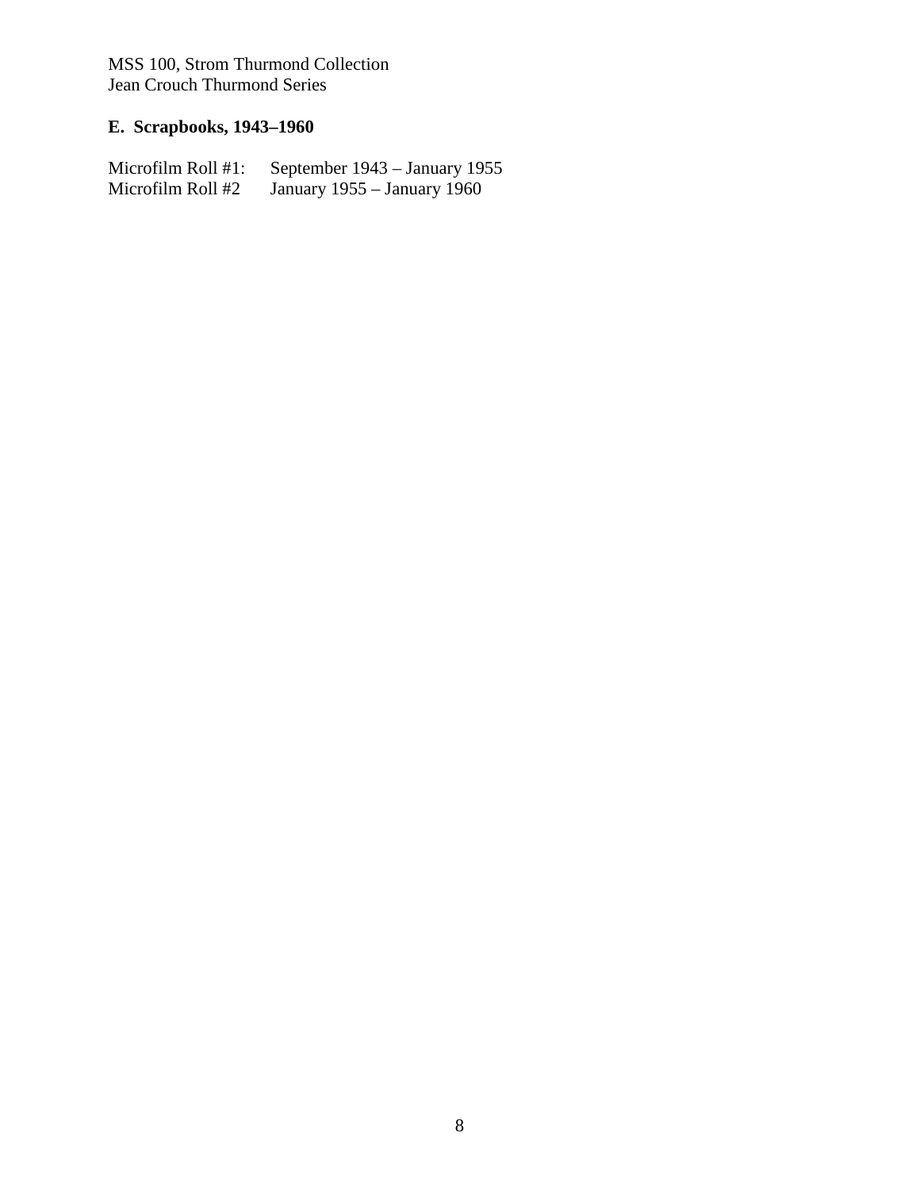MSS 100, Strom Thurmond Collection
Jean Crouch Thurmond Series

**E. Scrapbooks, 1943–1960**

| | |
|---|---|
| Microfilm Roll #1: | September 1943 – January 1955 |
| Microfilm Roll #2 | January 1955 – January 1960 |